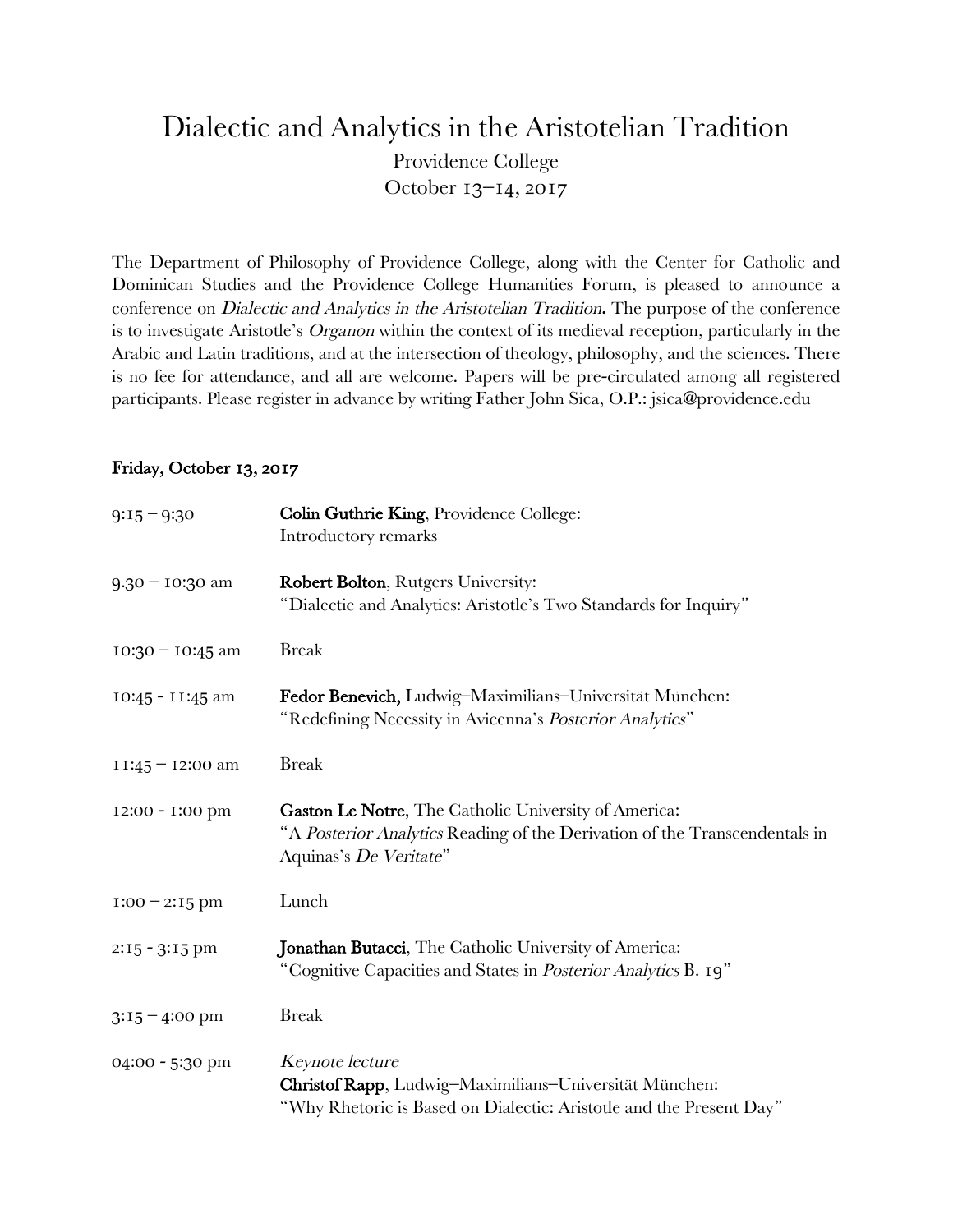# Dialectic and Analytics in the Aristotelian Tradition

Providence College
October 13–14, 2017

The Department of Philosophy of Providence College, along with the Center for Catholic and Dominican Studies and the Providence College Humanities Forum, is pleased to announce a conference on *Dialectic and Analytics in the Aristotelian Tradition***.** The purpose of the conference is to investigate Aristotle's *Organon* within the context of its medieval reception, particularly in the Arabic and Latin traditions, and at the intersection of theology, philosophy, and the sciences. There is no fee for attendance, and all are welcome. Papers will be pre-circulated among all registered participants. Please register in advance by writing Father John Sica, O.P.: jsica@providence.edu

## Friday, October 13, 2017

| | |
|---|---|
| 9:15 – 9:30 | **Colin Guthrie King**, Providence College: Introductory remarks |
| 9.30 – 10:30 am | **Robert Bolton**, Rutgers University: "Dialectic and Analytics: Aristotle's Two Standards for Inquiry" |
| 10:30 – 10:45 am | Break |
| 10:45 - 11:45 am | **Fedor Benevich,** Ludwig–Maximilians–Universität München: "Redefining Necessity in Avicenna's *Posterior Analytics*" |
| 11:45 – 12:00 am | Break |
| 12:00 - 1:00 pm | **Gaston Le Notre**, The Catholic University of America: "A *Posterior Analytics* Reading of the Derivation of the Transcendentals in Aquinas's *De Veritate*" |
| 1:00 – 2:15 pm | Lunch |
| 2:15 - 3:15 pm | **Jonathan Butacci**, The Catholic University of America: "Cognitive Capacities and States in *Posterior Analytics* B. 19" |
| 3:15 – 4:00 pm | Break |
| 04:00 - 5:30 pm | *Keynote lecture* **Christof Rapp**, Ludwig–Maximilians–Universität München: "Why Rhetoric is Based on Dialectic: Aristotle and the Present Day" |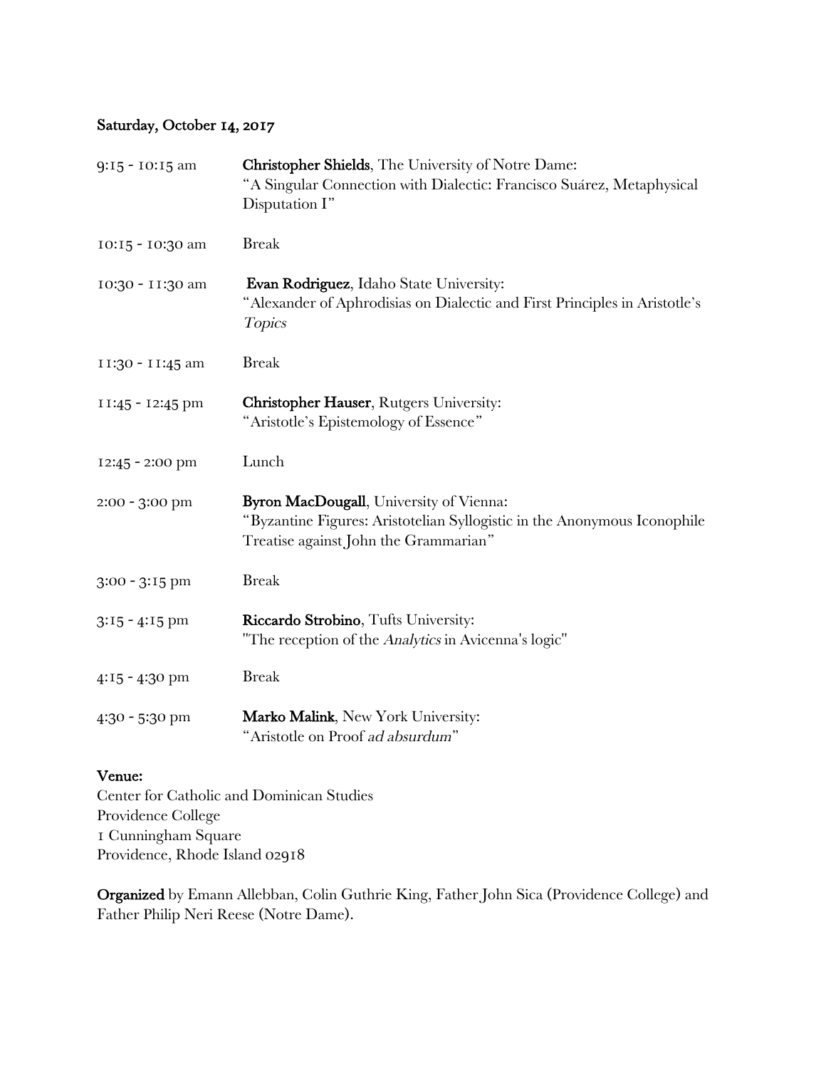## Saturday, October 14, 2017

| | |
|---|---|
| 9:15 - 10:15 am | **Christopher Shields**, The University of Notre Dame: "A Singular Connection with Dialectic: Francisco Suárez, Metaphysical Disputation I" |
| 10:15 - 10:30 am | Break |
| 10:30 - 11:30 am | **Evan Rodriguez**, Idaho State University: "Alexander of Aphrodisias on Dialectic and First Principles in Aristotle's *Topics* |
| 11:30 - 11:45 am | Break |
| 11:45 - 12:45 pm | **Christopher Hauser**, Rutgers University: "Aristotle's Epistemology of Essence" |
| 12:45 - 2:00 pm | Lunch |
| 2:00 - 3:00 pm | **Byron MacDougall**, University of Vienna: "Byzantine Figures: Aristotelian Syllogistic in the Anonymous Iconophile Treatise against John the Grammarian" |
| 3:00 - 3:15 pm | Break |
| 3:15 - 4:15 pm | **Riccardo Strobino**, Tufts University: "The reception of the *Analytics* in Avicenna's logic" |
| 4:15 - 4:30 pm | Break |
| 4:30 - 5:30 pm | **Marko Malink**, New York University: "Aristotle on Proof *ad absurdum*" |

**Venue:**
Center for Catholic and Dominican Studies
Providence College
1 Cunningham Square
Providence, Rhode Island 02918

**Organized** by Emann Allebban, Colin Guthrie King, Father John Sica (Providence College) and Father Philip Neri Reese (Notre Dame).